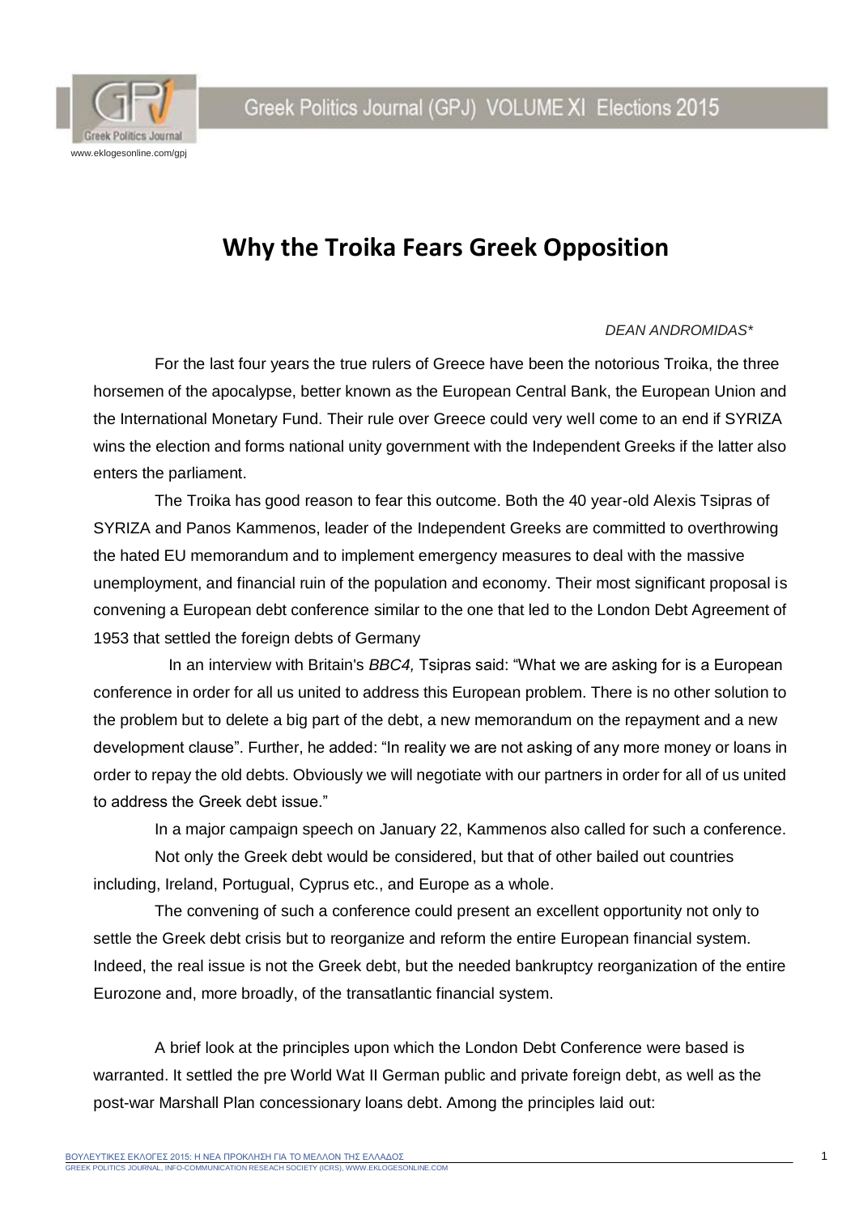# Why the Troika Fears Greek Opposition

*DEAN ANDROMIDAS**

For the last four years the true rulers of Greece have been the notorious Troika, the three horsemen of the apocalypse, better known as the European Central Bank, the European Union and the International Monetary Fund. Their rule over Greece could very well come to an end if SYRIZA wins the election and forms national unity government with the Independent Greeks if the latter also enters the parliament.

The Troika has good reason to fear this outcome. Both the 40 year-old Alexis Tsipras of SYRIZA and Panos Kammenos, leader of the Independent Greeks are committed to overthrowing the hated EU memorandum and to implement emergency measures to deal with the massive unemployment, and financial ruin of the population and economy. Their most significant proposal is convening a European debt conference similar to the one that led to the London Debt Agreement of 1953 that settled the foreign debts of Germany

In an interview with Britain's *BBC4,* Tsipras said: "What we are asking for is a European conference in order for all us united to address this European problem. There is no other solution to the problem but to delete a big part of the debt, a new memorandum on the repayment and a new development clause". Further, he added: "In reality we are not asking of any more money or loans in order to repay the old debts. Obviously we will negotiate with our partners in order for all of us united to address the Greek debt issue."

In a major campaign speech on January 22, Kammenos also called for such a conference.

Not only the Greek debt would be considered, but that of other bailed out countries including, Ireland, Portugual, Cyprus etc., and Europe as a whole.

The convening of such a conference could present an excellent opportunity not only to settle the Greek debt crisis but to reorganize and reform the entire European financial system. Indeed, the real issue is not the Greek debt, but the needed bankruptcy reorganization of the entire Eurozone and, more broadly, of the transatlantic financial system.

A brief look at the principles upon which the London Debt Conference were based is warranted. It settled the pre World Wat II German public and private foreign debt, as well as the post-war Marshall Plan concessionary loans debt. Among the principles laid out: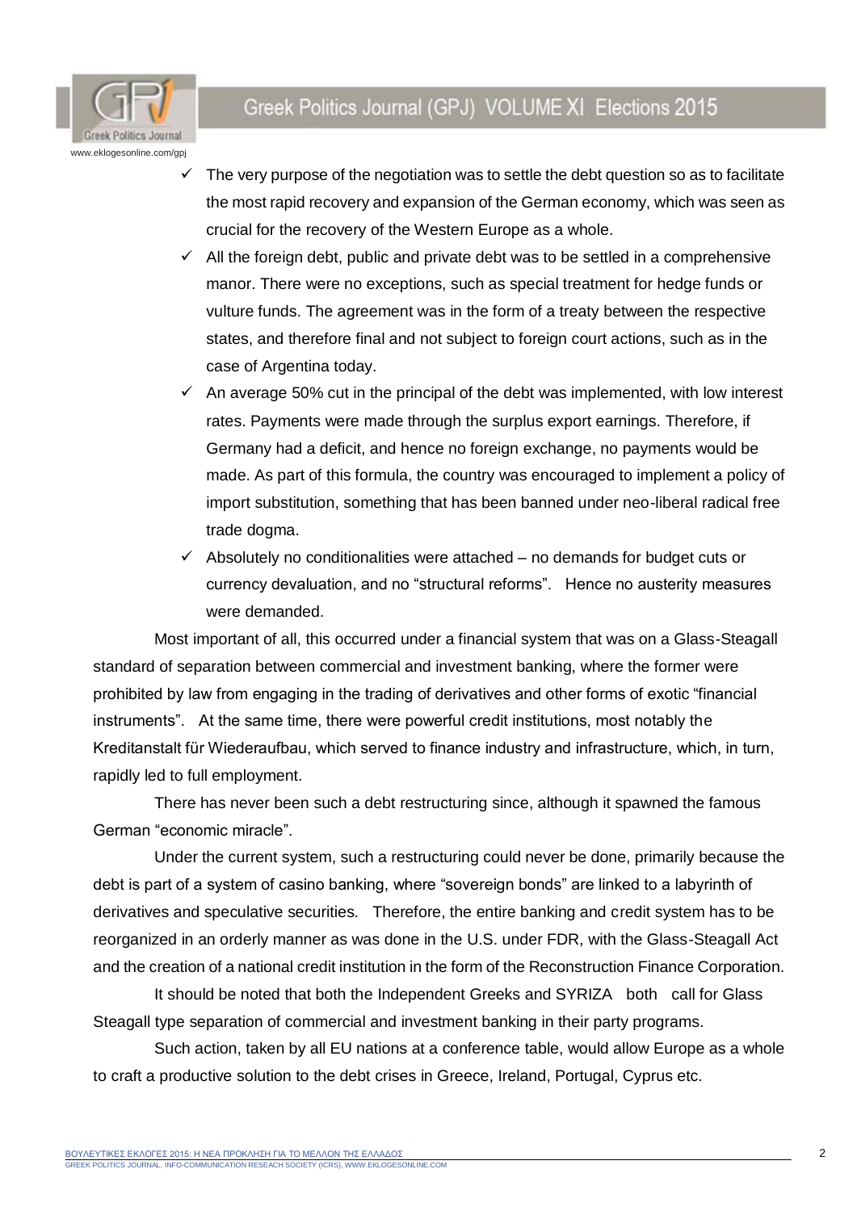- ✓ The very purpose of the negotiation was to settle the debt question so as to facilitate the most rapid recovery and expansion of the German economy, which was seen as crucial for the recovery of the Western Europe as a whole.
- ✓ All the foreign debt, public and private debt was to be settled in a comprehensive manor. There were no exceptions, such as special treatment for hedge funds or vulture funds. The agreement was in the form of a treaty between the respective states, and therefore final and not subject to foreign court actions, such as in the case of Argentina today.
- ✓ An average 50% cut in the principal of the debt was implemented, with low interest rates. Payments were made through the surplus export earnings. Therefore, if Germany had a deficit, and hence no foreign exchange, no payments would be made. As part of this formula, the country was encouraged to implement a policy of import substitution, something that has been banned under neo-liberal radical free trade dogma.
- ✓ Absolutely no conditionalities were attached – no demands for budget cuts or currency devaluation, and no "structural reforms". Hence no austerity measures were demanded.

Most important of all, this occurred under a financial system that was on a Glass-Steagall standard of separation between commercial and investment banking, where the former were prohibited by law from engaging in the trading of derivatives and other forms of exotic "financial instruments". At the same time, there were powerful credit institutions, most notably the Kreditanstalt für Wiederaufbau, which served to finance industry and infrastructure, which, in turn, rapidly led to full employment.

There has never been such a debt restructuring since, although it spawned the famous German "economic miracle".

Under the current system, such a restructuring could never be done, primarily because the debt is part of a system of casino banking, where "sovereign bonds" are linked to a labyrinth of derivatives and speculative securities. Therefore, the entire banking and credit system has to be reorganized in an orderly manner as was done in the U.S. under FDR, with the Glass-Steagall Act and the creation of a national credit institution in the form of the Reconstruction Finance Corporation.

It should be noted that both the Independent Greeks and SYRIZA both call for Glass Steagall type separation of commercial and investment banking in their party programs.

Such action, taken by all EU nations at a conference table, would allow Europe as a whole to craft a productive solution to the debt crises in Greece, Ireland, Portugal, Cyprus etc.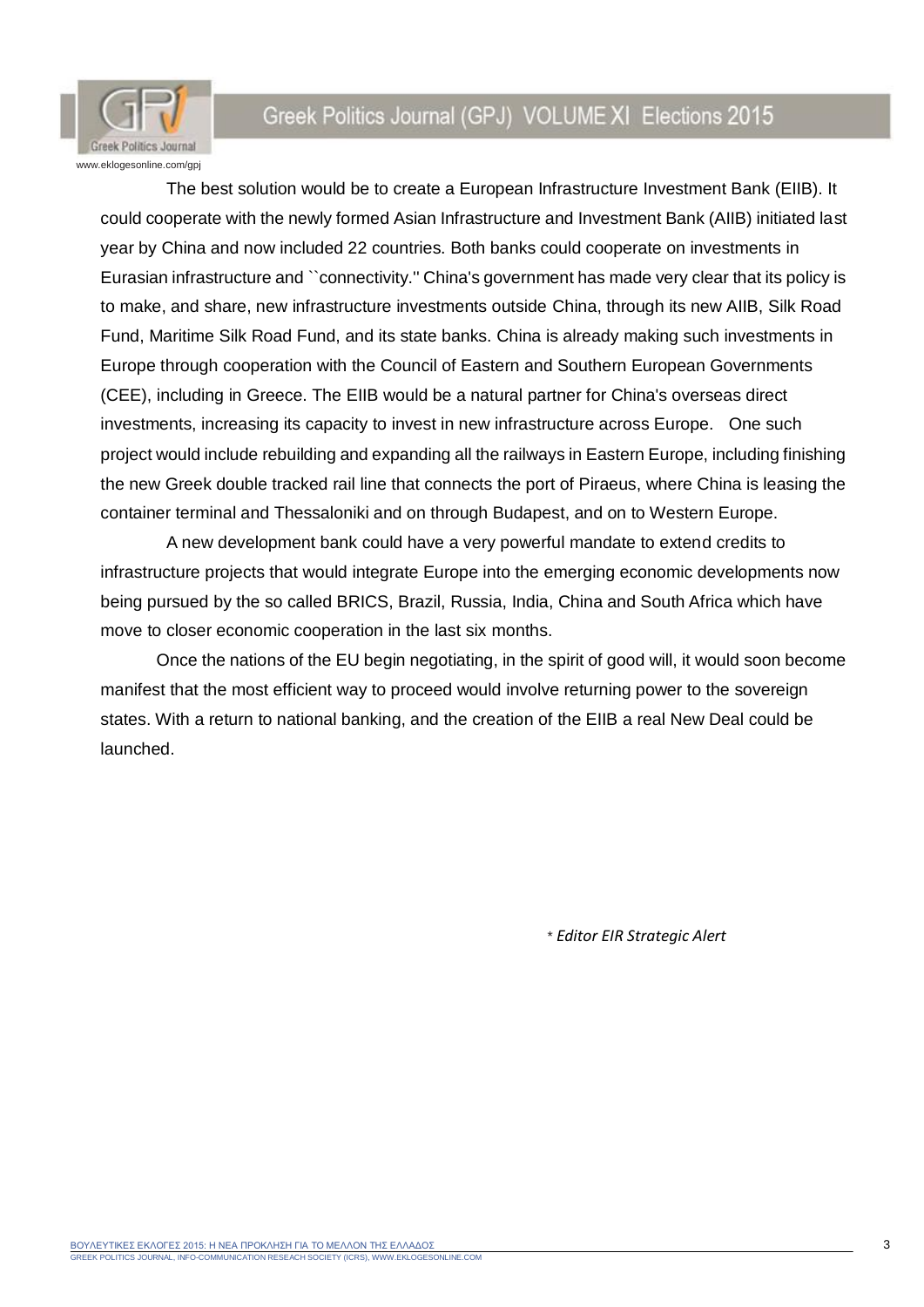The best solution would be to create a European Infrastructure Investment Bank (EIIB). It could cooperate with the newly formed Asian Infrastructure and Investment Bank (AIIB) initiated last year by China and now included 22 countries. Both banks could cooperate on investments in Eurasian infrastructure and ``connectivity.'' China's government has made very clear that its policy is to make, and share, new infrastructure investments outside China, through its new AIIB, Silk Road Fund, Maritime Silk Road Fund, and its state banks. China is already making such investments in Europe through cooperation with the Council of Eastern and Southern European Governments (CEE), including in Greece. The EIIB would be a natural partner for China's overseas direct investments, increasing its capacity to invest in new infrastructure across Europe. One such project would include rebuilding and expanding all the railways in Eastern Europe, including finishing the new Greek double tracked rail line that connects the port of Piraeus, where China is leasing the container terminal and Thessaloniki and on through Budapest, and on to Western Europe.

A new development bank could have a very powerful mandate to extend credits to infrastructure projects that would integrate Europe into the emerging economic developments now being pursued by the so called BRICS, Brazil, Russia, India, China and South Africa which have move to closer economic cooperation in the last six months.

Once the nations of the EU begin negotiating, in the spirit of good will, it would soon become manifest that the most efficient way to proceed would involve returning power to the sovereign states. With a return to national banking, and the creation of the EIIB a real New Deal could be launched.

\* *Editor EIR Strategic Alert*